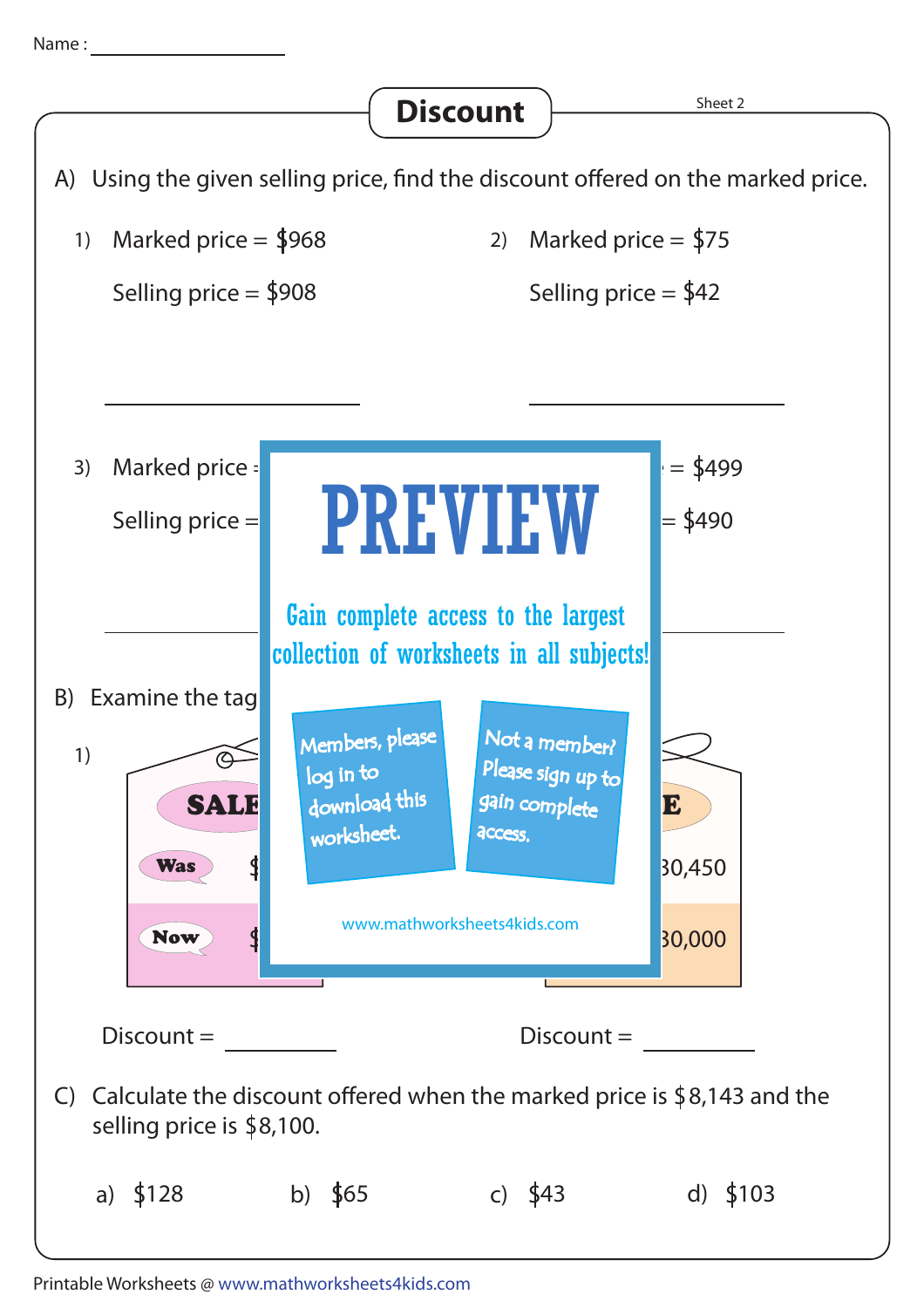Name : ________________

# Discount

Sheet 2

A) Using the given selling price, find the discount offered on the marked price.

1) Marked price = $968

Selling price = $908

______________

2) Marked price = $75

Selling price = $42

______________

3) Marked price =

Selling price =

______________

= $499

= $490

______________

PREVIEW

Gain complete access to the largest collection of worksheets in all subjects!

Members, please log in to download this worksheet.

Not a member? Please sign up to gain complete access.

www.mathworksheets4kids.com

B) Examine the tag

1)

SALE

Was $

Now $

E

30,450

30,000

Discount = __________

Discount = __________

C) Calculate the discount offered when the marked price is $8,143 and the selling price is $8,100.

a) $128 b) $65 c) $43 d) $103

Printable Worksheets @ www.mathworksheets4kids.com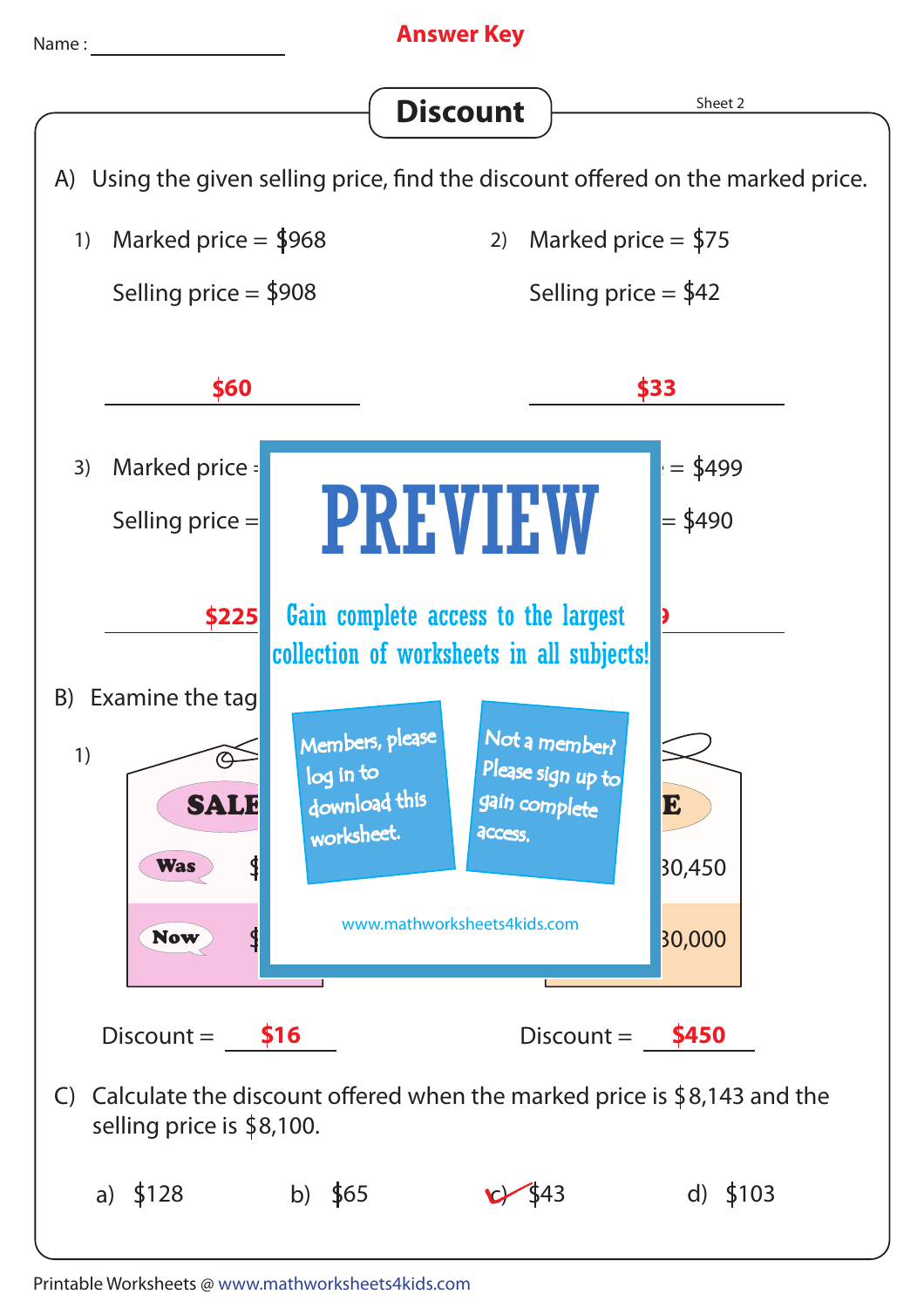Name : ___________

**Answer Key**

# Discount

Sheet 2

A) Using the given selling price, find the discount offered on the marked price.

1) Marked price = $968

Selling price = $908

**$60**

2) Marked price = $75

Selling price = $42

**$33**

3) Marked price =

Selling price =

**$225**

= $499

= $490

9

B) Examine the tag

1)

SALE

Was $

Now $

E

30,450

30,000

Discount = **$16**

Discount = **$450**

PREVIEW

Gain complete access to the largest collection of worksheets in all subjects!

Members, please log in to download this worksheet.

Not a member? Please sign up to gain complete access.

www.mathworksheets4kids.com

C) Calculate the discount offered when the marked price is $8,143 and the selling price is $8,100.

a) $128 b) $65 c) $43 ✓ d) $103

Printable Worksheets @ www.mathworksheets4kids.com